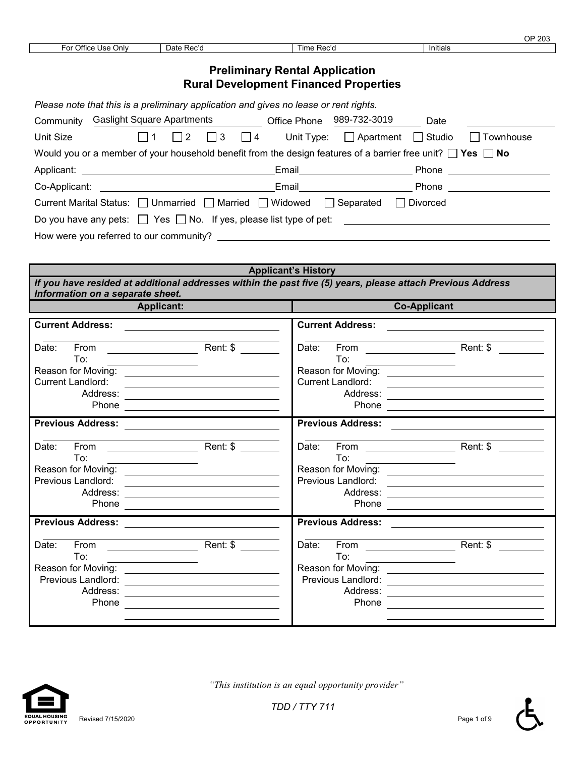OP 203

| For Office Use Only | Date Rec'd | Time Rec'd | Initials |
|---|---|---|---|

# Preliminary Rental Application
## Rural Development Financed Properties

*Please note that this is a preliminary application and gives no lease or rent rights.*

Community: Gaslight Square Apartments    Office Phone: 989-732-3019    Date: ____________

Unit Size: ☐ 1 ☐ 2 ☐ 3 ☐ 4    Unit Type: ☐ Apartment ☐ Studio ☐ Townhouse

Would you or a member of your household benefit from the design features of a barrier free unit? ☐ **Yes** ☐ **No**

Applicant: ____________________ Email ____________________ Phone ____________________

Co-Applicant: ____________________ Email ____________________ Phone ____________________

Current Marital Status: ☐ Unmarried ☐ Married ☐ Widowed ☐ Separated ☐ Divorced

Do you have any pets: ☐ Yes ☐ No. If yes, please list type of pet: ____________________

How were you referred to our community? ____________________

| Applicant's History | |
|---|---|
| ***If you have resided at additional addresses within the past five (5) years, please attach Previous Address Information on a separate sheet.*** | |
| **Applicant:** | **Co-Applicant** |
| **Current Address:** ____________________<br>Date: From ________ Rent: $ ________<br>To: ________<br>Reason for Moving: ____________________<br>Current Landlord:<br>Address: ____________________<br>Phone ____________________ | **Current Address:** ____________________<br>Date: From ________ Rent: $ ________<br>To: ________<br>Reason for Moving: ____________________<br>Current Landlord:<br>Address: ____________________<br>Phone ____________________ |
| **Previous Address:** ____________________<br>Date: From ________ Rent: $ ________<br>To: ________<br>Reason for Moving: ____________________<br>Previous Landlord: ____________________<br>Address: ____________________<br>Phone ____________________ | **Previous Address:** ____________________<br>Date: From ________ Rent: $ ________<br>To: ________<br>Reason for Moving: ____________________<br>Previous Landlord: ____________________<br>Address: ____________________<br>Phone ____________________ |
| **Previous Address:** ____________________<br>Date: From ________ Rent: $ ________<br>To: ________<br>Reason for Moving: ____________________<br>Previous Landlord: ____________________<br>Address: ____________________<br>Phone ____________________ | **Previous Address:** ____________________<br>Date: From ________ Rent: $ ________<br>To: ________<br>Reason for Moving: ____________________<br>Previous Landlord: ____________________<br>Address: ____________________<br>Phone ____________________ |

*"This institution is an equal opportunity provider"*

TDD / TTY 711

Revised 7/15/2020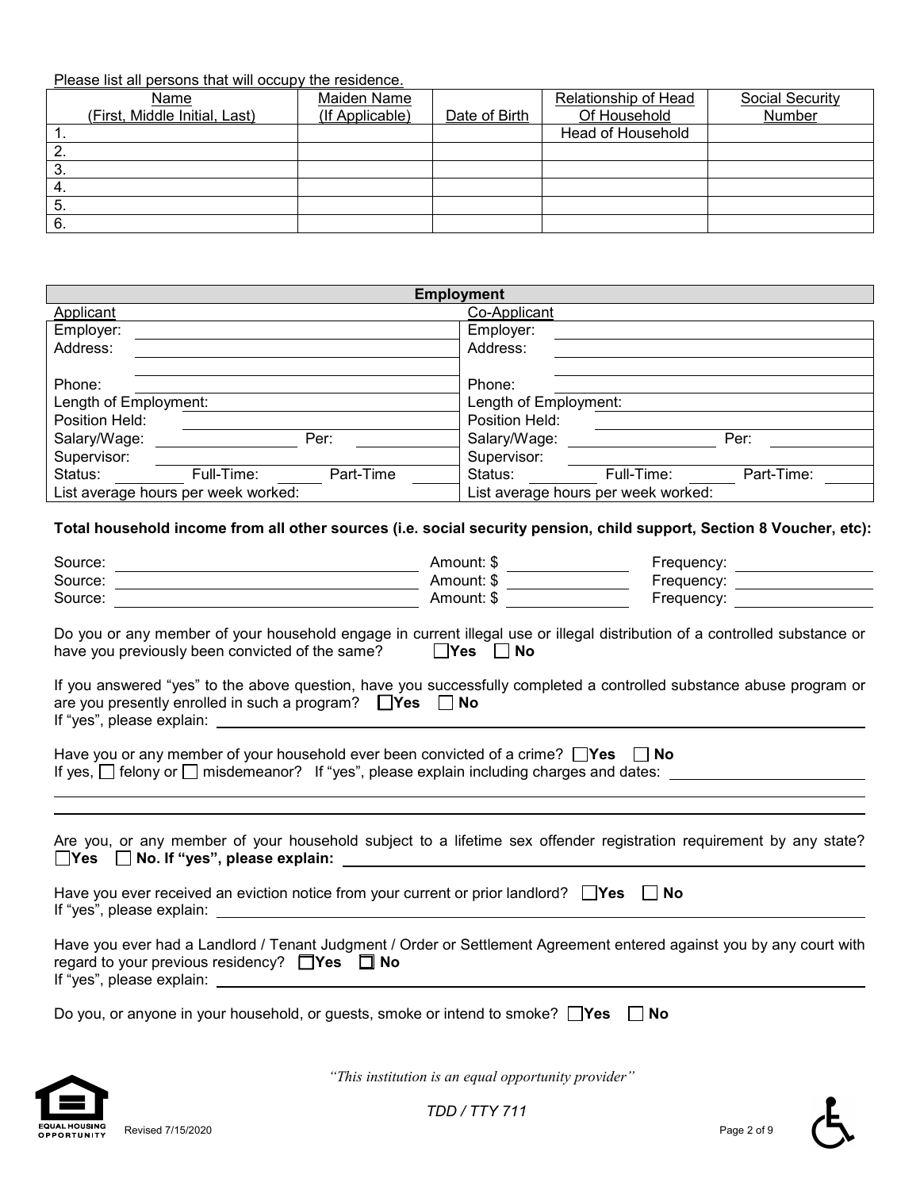Please list all persons that will occupy the residence.

| Name (First, Middle Initial, Last) | Maiden Name (If Applicable) | Date of Birth | Relationship of Head Of Household | Social Security Number |
|---|---|---|---|---|
| 1. | | | Head of Household | |
| 2. | | | | |
| 3. | | | | |
| 4. | | | | |
| 5. | | | | |
| 6. | | | | |

| Employment | |
|---|---|
| Applicant | Co-Applicant |
| Employer: | Employer: |
| Address: | Address: |
| Phone: | Phone: |
| Length of Employment: | Length of Employment: |
| Position Held: | Position Held: |
| Salary/Wage: Per: | Salary/Wage: Per: |
| Supervisor: | Supervisor: |
| Status: Full-Time: Part-Time | Status: Full-Time: Part-Time: |
| List average hours per week worked: | List average hours per week worked: |

**Total household income from all other sources (i.e. social security pension, child support, Section 8 Voucher, etc):**

Source: ____________ Amount: $ ________ Frequency: ________
Source: ____________ Amount: $ ________ Frequency: ________
Source: ____________ Amount: $ ________ Frequency: ________

Do you or any member of your household engage in current illegal use or illegal distribution of a controlled substance or have you previously been convicted of the same? ☐ **Yes** ☐ **No**

If you answered "yes" to the above question, have you successfully completed a controlled substance abuse program or are you presently enrolled in such a program? ☐ **Yes** ☐ **No**
If "yes", please explain: ____________

Have you or any member of your household ever been convicted of a crime? ☐ **Yes** ☐ **No**
If yes, ☐ felony or ☐ misdemeanor? If "yes", please explain including charges and dates: ____________

Are you, or any member of your household subject to a lifetime sex offender registration requirement by any state?
☐ **Yes** ☐ **No. If "yes", please explain:** ____________

Have you ever received an eviction notice from your current or prior landlord? ☐ **Yes** ☐ **No**
If "yes", please explain: ____________

Have you ever had a Landlord / Tenant Judgment / Order or Settlement Agreement entered against you by any court with regard to your previous residency? ☐ **Yes** ☐ **No**
If "yes", please explain: ____________

Do you, or anyone in your household, or guests, smoke or intend to smoke? ☐ **Yes** ☐ **No**

*"This institution is an equal opportunity provider"*

*TDD / TTY 711*

Revised 7/15/2020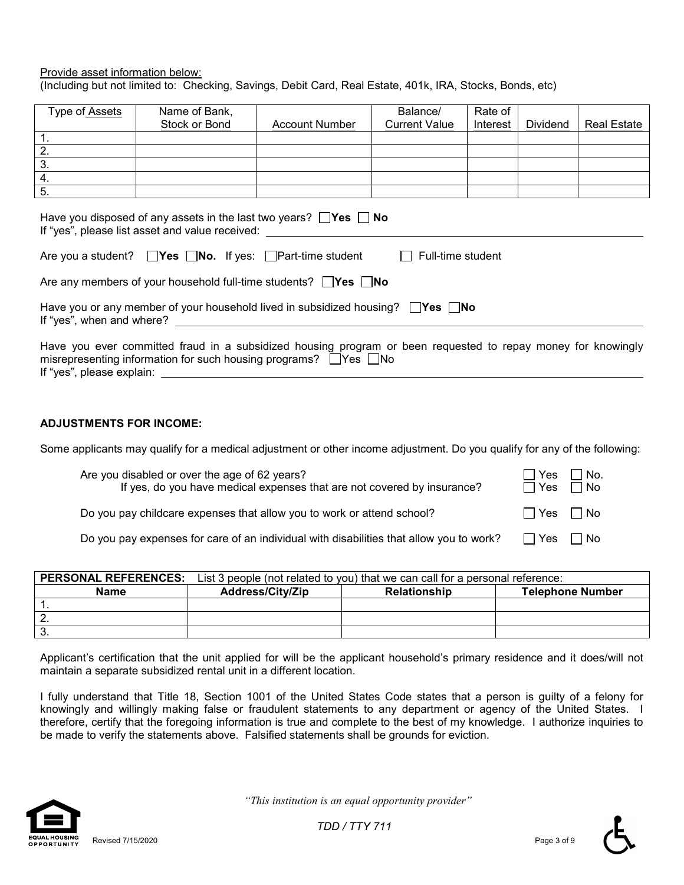Provide asset information below:
(Including but not limited to: Checking, Savings, Debit Card, Real Estate, 401k, IRA, Stocks, Bonds, etc)

| Type of Assets | Name of Bank, Stock or Bond | Account Number | Balance/ Current Value | Rate of Interest | Dividend | Real Estate |
|---|---|---|---|---|---|---|
| 1. | | | | | | |
| 2. | | | | | | |
| 3. | | | | | | |
| 4. | | | | | | |
| 5. | | | | | | |

Have you disposed of any assets in the last two years? ☐ **Yes** ☐ **No**
If "yes", please list asset and value received: \_\_\_\_\_\_\_\_\_\_\_\_\_\_\_\_\_\_\_\_

Are you a student? ☐ **Yes** ☐ **No.** If yes: ☐ Part-time student ☐ Full-time student

Are any members of your household full-time students? ☐ **Yes** ☐ **No**

Have you or any member of your household lived in subsidized housing? ☐ **Yes** ☐ **No**
If "yes", when and where? \_\_\_\_\_\_\_\_\_\_\_\_\_\_\_\_\_\_\_\_

Have you ever committed fraud in a subsidized housing program or been requested to repay money for knowingly misrepresenting information for such housing programs? ☐ Yes ☐ No
If "yes", please explain: \_\_\_\_\_\_\_\_\_\_\_\_\_\_\_\_\_\_\_\_

**ADJUSTMENTS FOR INCOME:**

Some applicants may qualify for a medical adjustment or other income adjustment. Do you qualify for any of the following:

Are you disabled or over the age of 62 years? ☐ Yes ☐ No.
If yes, do you have medical expenses that are not covered by insurance? ☐ Yes ☐ No

Do you pay childcare expenses that allow you to work or attend school? ☐ Yes ☐ No

Do you pay expenses for care of an individual with disabilities that allow you to work? ☐ Yes ☐ No

| **PERSONAL REFERENCES:** List 3 people (not related to you) that we can call for a personal reference: | | | |
|---|---|---|---|
| **Name** | **Address/City/Zip** | **Relationship** | **Telephone Number** |
| 1. | | | |
| 2. | | | |
| 3. | | | |

Applicant's certification that the unit applied for will be the applicant household's primary residence and it does/will not maintain a separate subsidized rental unit in a different location.

I fully understand that Title 18, Section 1001 of the United States Code states that a person is guilty of a felony for knowingly and willingly making false or fraudulent statements to any department or agency of the United States. I therefore, certify that the foregoing information is true and complete to the best of my knowledge. I authorize inquiries to be made to verify the statements above. Falsified statements shall be grounds for eviction.

*"This institution is an equal opportunity provider"*

*TDD / TTY 711*

Revised 7/15/2020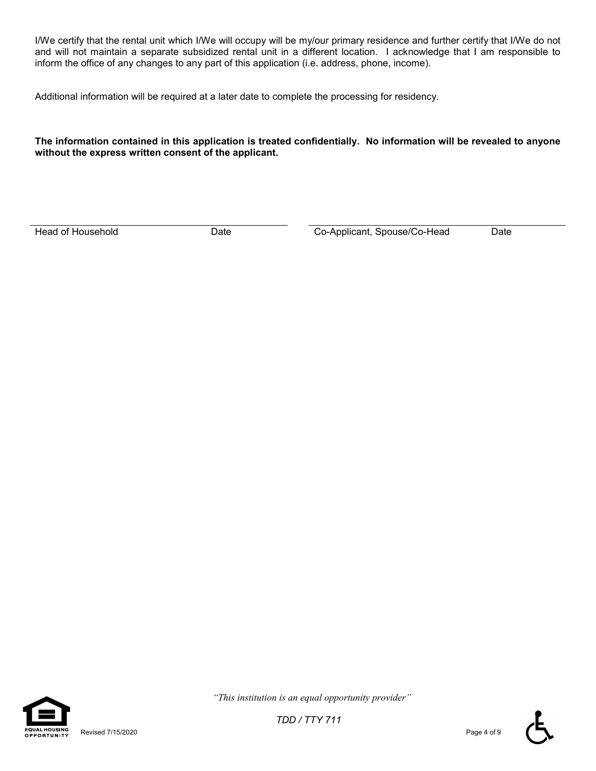I/We certify that the rental unit which I/We will occupy will be my/our primary residence and further certify that I/We do not and will not maintain a separate subsidized rental unit in a different location. I acknowledge that I am responsible to inform the office of any changes to any part of this application (i.e. address, phone, income).

Additional information will be required at a later date to complete the processing for residency.

**The information contained in this application is treated confidentially. No information will be revealed to anyone without the express written consent of the applicant.**

| Head of Household | Date | Co-Applicant, Spouse/Co-Head | Date |
|---|---|---|---|
| | | | |

*"This institution is an equal opportunity provider"*

*TDD / TTY 711*

Revised 7/15/2020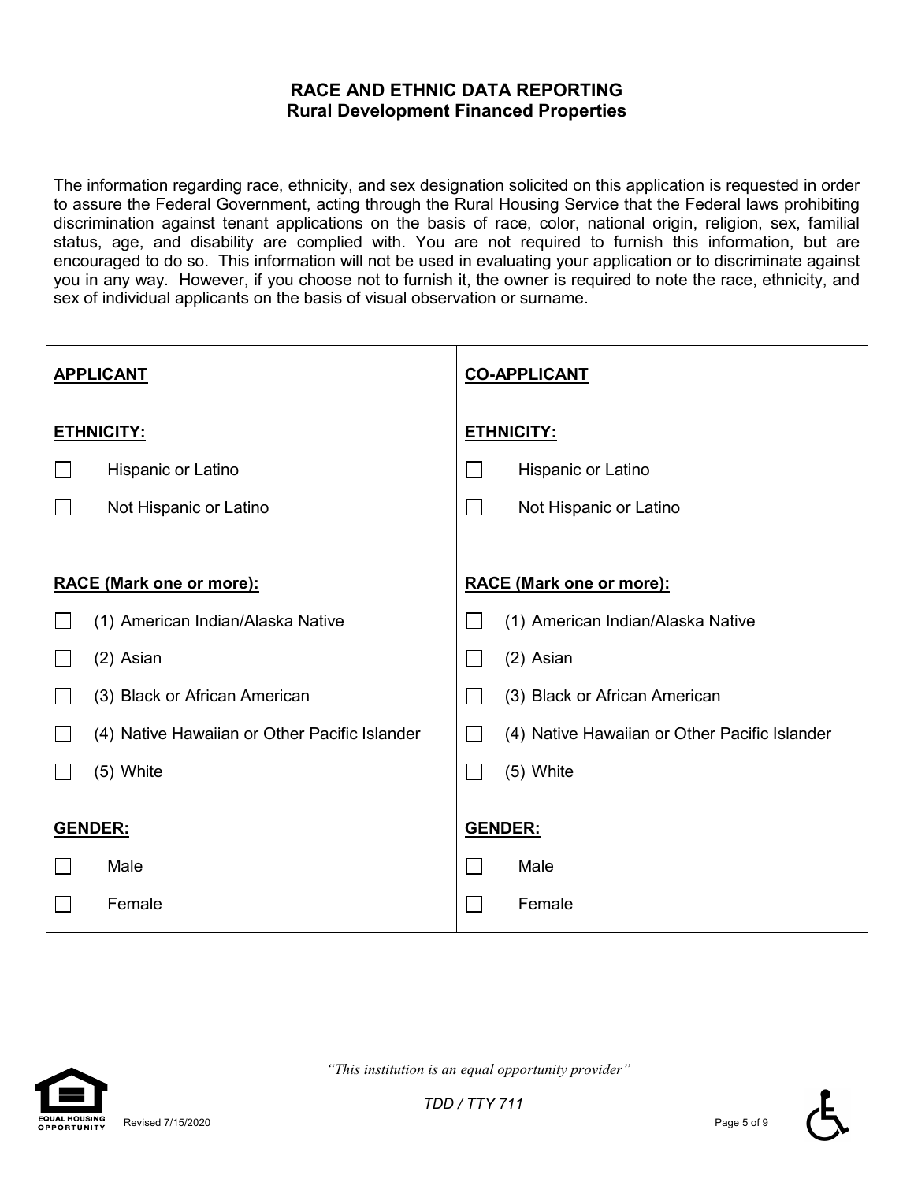# RACE AND ETHNIC DATA REPORTING
## Rural Development Financed Properties

The information regarding race, ethnicity, and sex designation solicited on this application is requested in order to assure the Federal Government, acting through the Rural Housing Service that the Federal laws prohibiting discrimination against tenant applications on the basis of race, color, national origin, religion, sex, familial status, age, and disability are complied with. You are not required to furnish this information, but are encouraged to do so. This information will not be used in evaluating your application or to discriminate against you in any way. However, if you choose not to furnish it, the owner is required to note the race, ethnicity, and sex of individual applicants on the basis of visual observation or surname.

| **APPLICANT** | **CO-APPLICANT** |
|---|---|
| **ETHNICITY:** | **ETHNICITY:** |
| ☐ Hispanic or Latino | ☐ Hispanic or Latino |
| ☐ Not Hispanic or Latino | ☐ Not Hispanic or Latino |
| **RACE (Mark one or more):** | **RACE (Mark one or more):** |
| ☐ (1) American Indian/Alaska Native | ☐ (1) American Indian/Alaska Native |
| ☐ (2) Asian | ☐ (2) Asian |
| ☐ (3) Black or African American | ☐ (3) Black or African American |
| ☐ (4) Native Hawaiian or Other Pacific Islander | ☐ (4) Native Hawaiian or Other Pacific Islander |
| ☐ (5) White | ☐ (5) White |
| **GENDER:** | **GENDER:** |
| ☐ Male | ☐ Male |
| ☐ Female | ☐ Female |

*"This institution is an equal opportunity provider"*

*TDD / TTY 711*

Revised 7/15/2020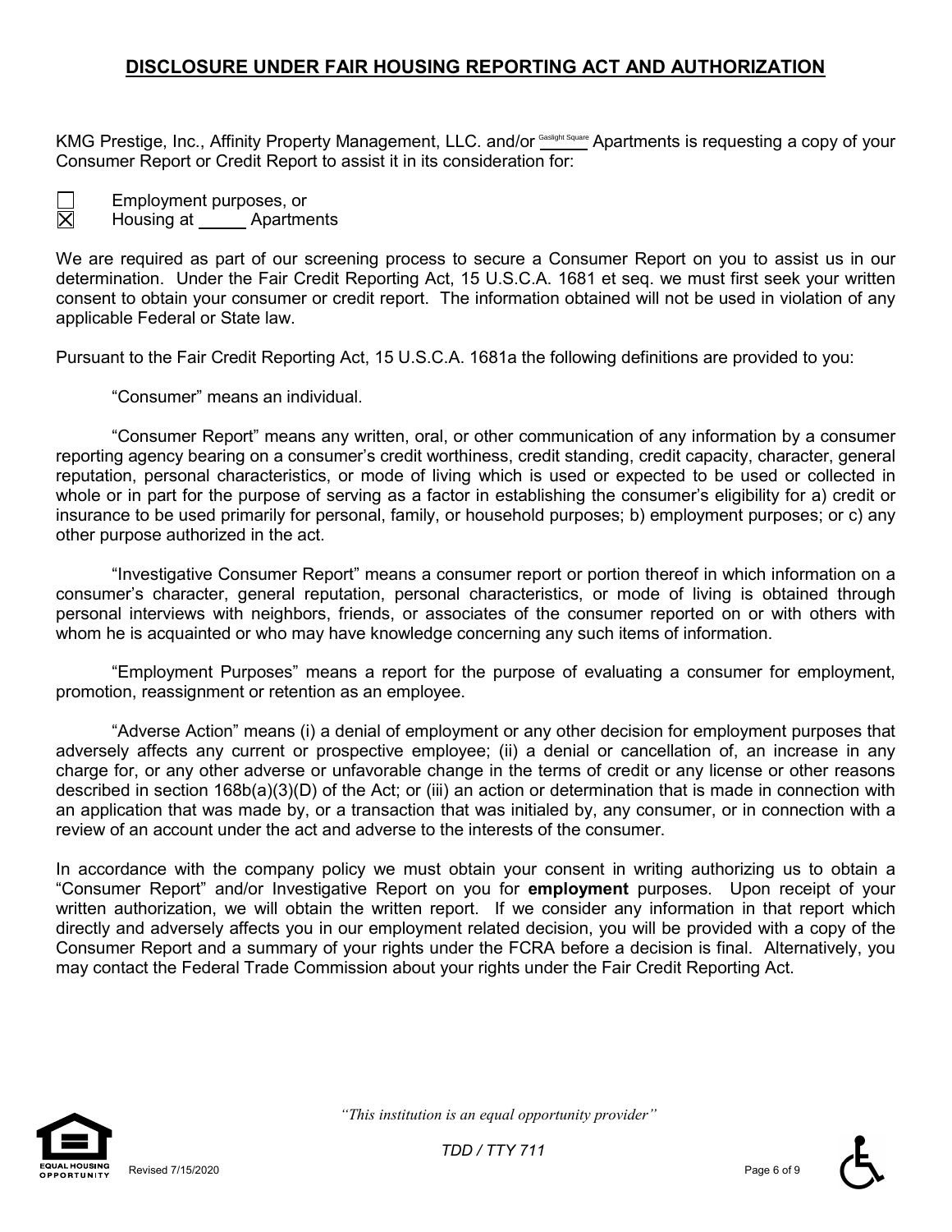## DISCLOSURE UNDER FAIR HOUSING REPORTING ACT AND AUTHORIZATION

KMG Prestige, Inc., Affinity Property Management, LLC. and/or Gaslight Square Apartments is requesting a copy of your Consumer Report or Credit Report to assist it in its consideration for:

☐ Employment purposes, or
☒ Housing at _____ Apartments

We are required as part of our screening process to secure a Consumer Report on you to assist us in our determination. Under the Fair Credit Reporting Act, 15 U.S.C.A. 1681 et seq. we must first seek your written consent to obtain your consumer or credit report. The information obtained will not be used in violation of any applicable Federal or State law.

Pursuant to the Fair Credit Reporting Act, 15 U.S.C.A. 1681a the following definitions are provided to you:

"Consumer" means an individual.

"Consumer Report" means any written, oral, or other communication of any information by a consumer reporting agency bearing on a consumer's credit worthiness, credit standing, credit capacity, character, general reputation, personal characteristics, or mode of living which is used or expected to be used or collected in whole or in part for the purpose of serving as a factor in establishing the consumer's eligibility for a) credit or insurance to be used primarily for personal, family, or household purposes; b) employment purposes; or c) any other purpose authorized in the act.

"Investigative Consumer Report" means a consumer report or portion thereof in which information on a consumer's character, general reputation, personal characteristics, or mode of living is obtained through personal interviews with neighbors, friends, or associates of the consumer reported on or with others with whom he is acquainted or who may have knowledge concerning any such items of information.

"Employment Purposes" means a report for the purpose of evaluating a consumer for employment, promotion, reassignment or retention as an employee.

"Adverse Action" means (i) a denial of employment or any other decision for employment purposes that adversely affects any current or prospective employee; (ii) a denial or cancellation of, an increase in any charge for, or any other adverse or unfavorable change in the terms of credit or any license or other reasons described in section 168b(a)(3)(D) of the Act; or (iii) an action or determination that is made in connection with an application that was made by, or a transaction that was initialed by, any consumer, or in connection with a review of an account under the act and adverse to the interests of the consumer.

In accordance with the company policy we must obtain your consent in writing authorizing us to obtain a "Consumer Report" and/or Investigative Report on you for **employment** purposes. Upon receipt of your written authorization, we will obtain the written report. If we consider any information in that report which directly and adversely affects you in our employment related decision, you will be provided with a copy of the Consumer Report and a summary of your rights under the FCRA before a decision is final. Alternatively, you may contact the Federal Trade Commission about your rights under the Fair Credit Reporting Act.

*"This institution is an equal opportunity provider"*

*TDD / TTY 711*

Revised 7/15/2020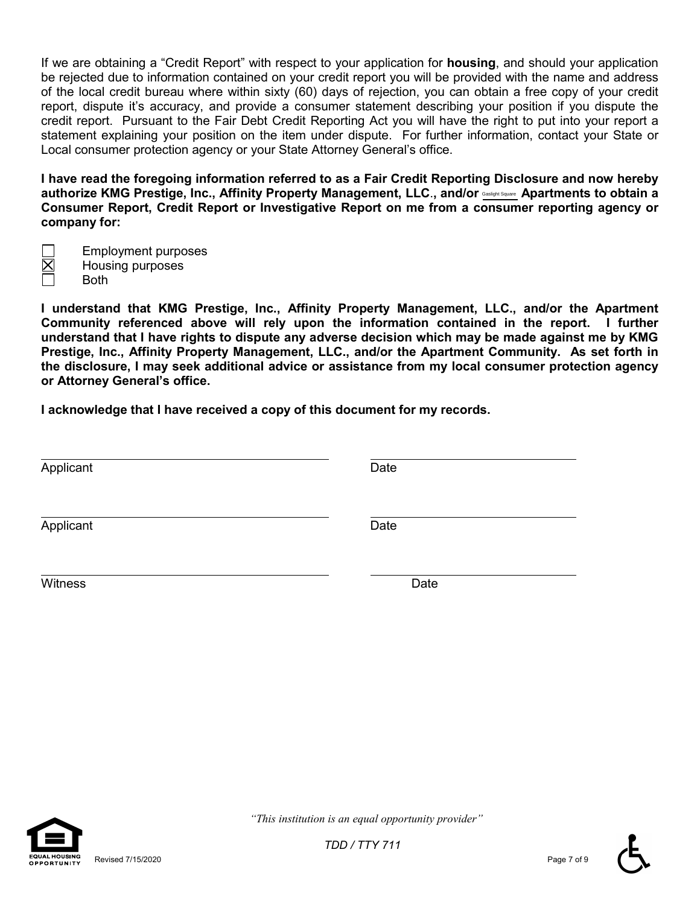If we are obtaining a "Credit Report" with respect to your application for **housing**, and should your application be rejected due to information contained on your credit report you will be provided with the name and address of the local credit bureau where within sixty (60) days of rejection, you can obtain a free copy of your credit report, dispute it's accuracy, and provide a consumer statement describing your position if you dispute the credit report. Pursuant to the Fair Debt Credit Reporting Act you will have the right to put into your report a statement explaining your position on the item under dispute. For further information, contact your State or Local consumer protection agency or your State Attorney General's office.

**I have read the foregoing information referred to as a Fair Credit Reporting Disclosure and now hereby authorize KMG Prestige, Inc., Affinity Property Management, LLC., and/or** Gaslight Square **Apartments to obtain a Consumer Report, Credit Report or Investigative Report on me from a consumer reporting agency or company for:**

- ☐ Employment purposes
- ☒ Housing purposes
- ☐ Both

**I understand that KMG Prestige, Inc., Affinity Property Management, LLC., and/or the Apartment Community referenced above will rely upon the information contained in the report. I further understand that I have rights to dispute any adverse decision which may be made against me by KMG Prestige, Inc., Affinity Property Management, LLC., and/or the Apartment Community. As set forth in the disclosure, I may seek additional advice or assistance from my local consumer protection agency or Attorney General's office.**

**I acknowledge that I have received a copy of this document for my records.**

| | |
|---|---|
| Applicant ______________________ | Date ______________________ |
| Applicant ______________________ | Date ______________________ |
| Witness ______________________ | Date ______________________ |

*"This institution is an equal opportunity provider"*

*TDD / TTY 711*

Revised 7/15/2020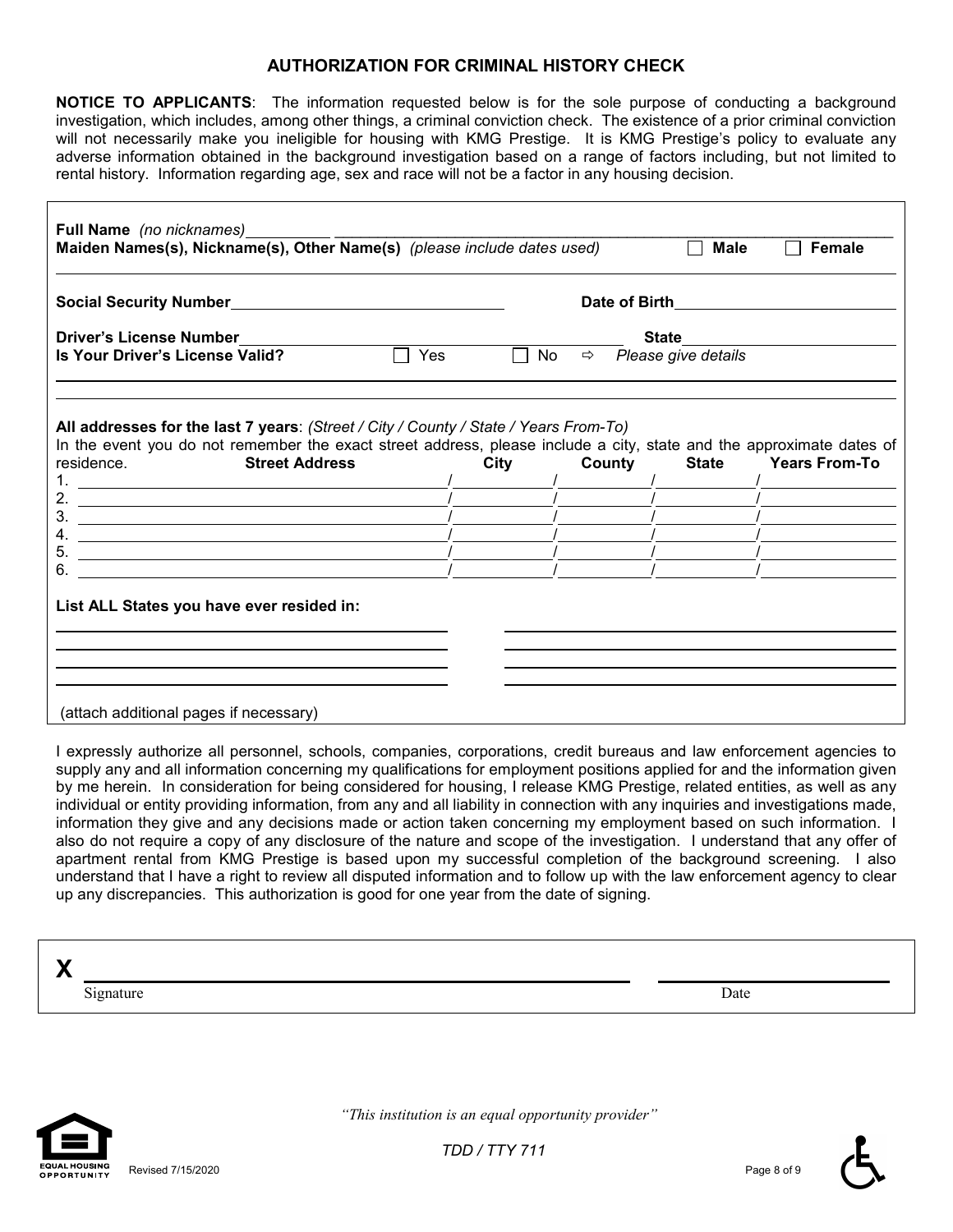# AUTHORIZATION FOR CRIMINAL HISTORY CHECK

**NOTICE TO APPLICANTS**: The information requested below is for the sole purpose of conducting a background investigation, which includes, among other things, a criminal conviction check. The existence of a prior criminal conviction will not necessarily make you ineligible for housing with KMG Prestige. It is KMG Prestige's policy to evaluate any adverse information obtained in the background investigation based on a range of factors including, but not limited to rental history. Information regarding age, sex and race will not be a factor in any housing decision.

**Full Name** *(no nicknames)* ______________________________

**Maiden Names(s), Nickname(s), Other Name(s)** *(please include dates used)* ☐ **Male** ☐ **Female**

______________________________

**Social Security Number** ______________________ **Date of Birth** ______________________

**Driver's License Number** ______________________ **State** ______________________

**Is Your Driver's License Valid?** ☐ Yes ☐ No ⇨ *Please give details*

______________________________

______________________________

**All addresses for the last 7 years**: *(Street / City / County / State / Years From-To)*

In the event you do not remember the exact street address, please include a city, state and the approximate dates of residence.

| | Street Address | City | County | State | Years From-To |
|---|---|---|---|---|---|
| 1. | | | | | |
| 2. | | | | | |
| 3. | | | | | |
| 4. | | | | | |
| 5. | | | | | |
| 6. | | | | | |

**List ALL States you have ever resided in:**

______________________________ ______________________________

______________________________ ______________________________

______________________________ ______________________________

______________________________ ______________________________

(attach additional pages if necessary)

I expressly authorize all personnel, schools, companies, corporations, credit bureaus and law enforcement agencies to supply any and all information concerning my qualifications for employment positions applied for and the information given by me herein. In consideration for being considered for housing, I release KMG Prestige, related entities, as well as any individual or entity providing information, from any and all liability in connection with any inquiries and investigations made, information they give and any decisions made or action taken concerning my employment based on such information. I also do not require a copy of any disclosure of the nature and scope of the investigation. I understand that any offer of apartment rental from KMG Prestige is based upon my successful completion of the background screening. I also understand that I have a right to review all disputed information and to follow up with the law enforcement agency to clear up any discrepancies. This authorization is good for one year from the date of signing.

**X** ______________________________ ______________________

Signature Date

*"This institution is an equal opportunity provider"*

*TDD / TTY 711*

Revised 7/15/2020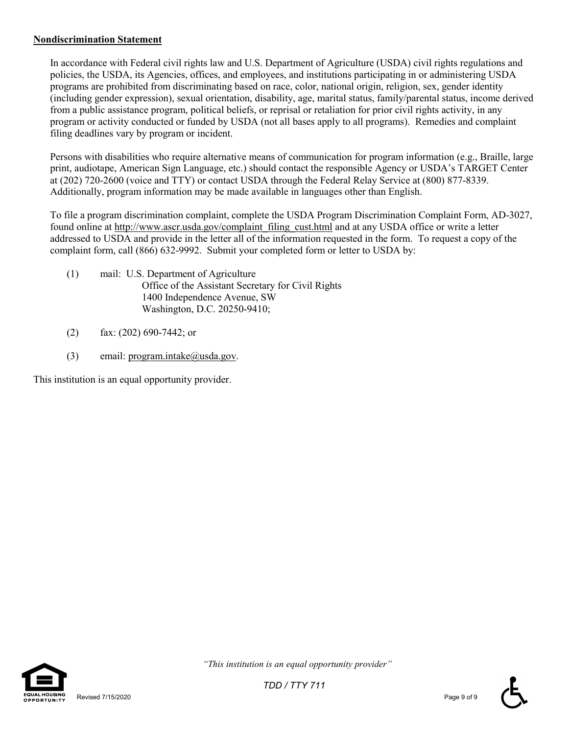**Nondiscrimination Statement**

In accordance with Federal civil rights law and U.S. Department of Agriculture (USDA) civil rights regulations and policies, the USDA, its Agencies, offices, and employees, and institutions participating in or administering USDA programs are prohibited from discriminating based on race, color, national origin, religion, sex, gender identity (including gender expression), sexual orientation, disability, age, marital status, family/parental status, income derived from a public assistance program, political beliefs, or reprisal or retaliation for prior civil rights activity, in any program or activity conducted or funded by USDA (not all bases apply to all programs). Remedies and complaint filing deadlines vary by program or incident.

Persons with disabilities who require alternative means of communication for program information (e.g., Braille, large print, audiotape, American Sign Language, etc.) should contact the responsible Agency or USDA's TARGET Center at (202) 720-2600 (voice and TTY) or contact USDA through the Federal Relay Service at (800) 877-8339. Additionally, program information may be made available in languages other than English.

To file a program discrimination complaint, complete the USDA Program Discrimination Complaint Form, AD-3027, found online at http://www.ascr.usda.gov/complaint_filing_cust.html and at any USDA office or write a letter addressed to USDA and provide in the letter all of the information requested in the form. To request a copy of the complaint form, call (866) 632-9992. Submit your completed form or letter to USDA by:

(1) mail: U.S. Department of Agriculture
Office of the Assistant Secretary for Civil Rights
1400 Independence Avenue, SW
Washington, D.C. 20250-9410;

(2) fax: (202) 690-7442; or

(3) email: program.intake@usda.gov.

This institution is an equal opportunity provider.

*"This institution is an equal opportunity provider"*

*TDD / TTY 711*

Revised 7/15/2020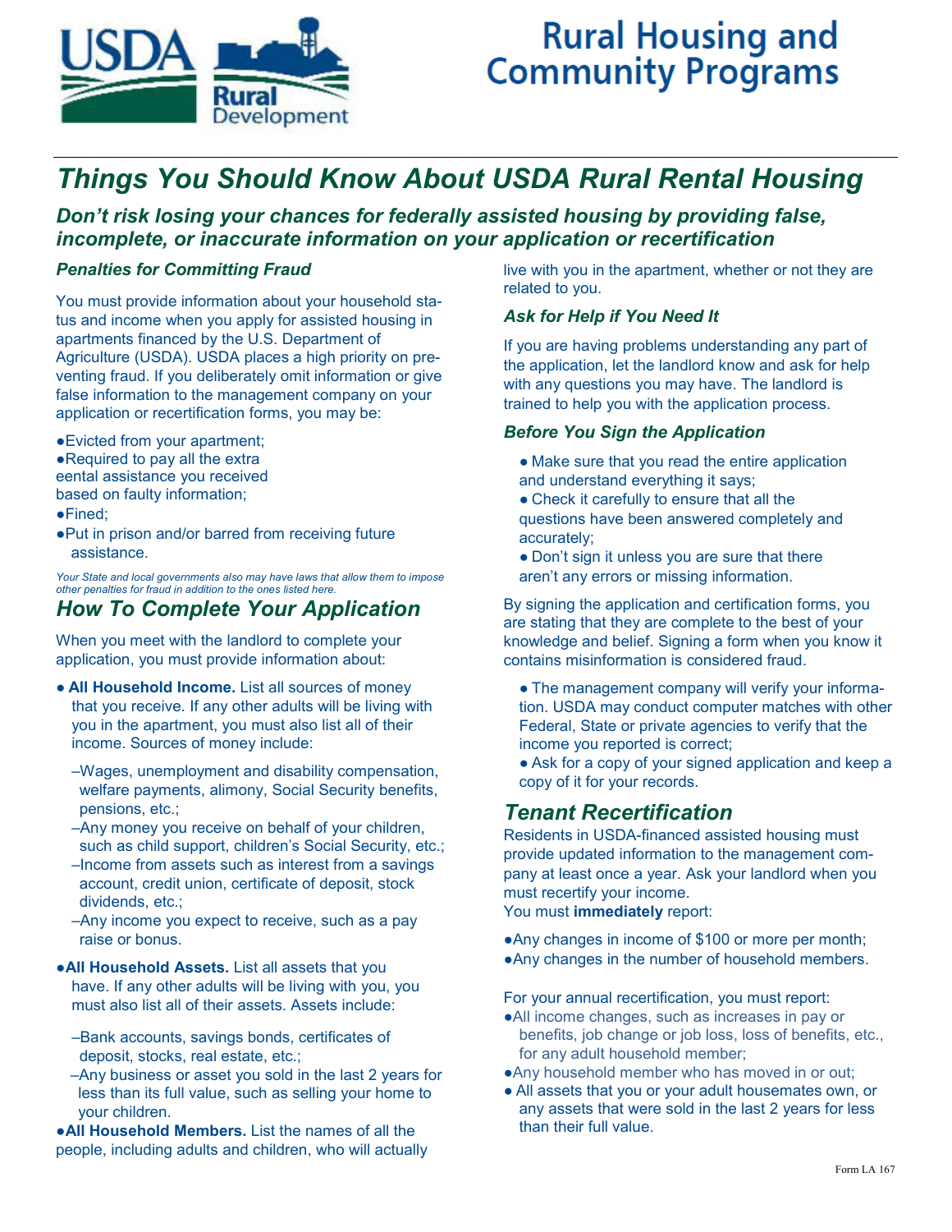# Rural Housing and Community Programs

## Things You Should Know About USDA Rural Rental Housing

### Don't risk losing your chances for federally assisted housing by providing false, incomplete, or inaccurate information on your application or recertification

#### Penalties for Committing Fraud

You must provide information about your household status and income when you apply for assisted housing in apartments financed by the U.S. Department of Agriculture (USDA). USDA places a high priority on preventing fraud. If you deliberately omit information or give false information to the management company on your application or recertification forms, you may be:

- Evicted from your apartment;
- Required to pay all the extra eental assistance you received based on faulty information;
- Fined;
- Put in prison and/or barred from receiving future assistance.

*Your State and local governments also may have laws that allow them to impose other penalties for fraud in addition to the ones listed here.*

## How To Complete Your Application

When you meet with the landlord to complete your application, you must provide information about:

- **All Household Income.** List all sources of money that you receive. If any other adults will be living with you in the apartment, you must also list all of their income. Sources of money include:
  - –Wages, unemployment and disability compensation, welfare payments, alimony, Social Security benefits, pensions, etc.;
  - –Any money you receive on behalf of your children, such as child support, children's Social Security, etc.;
  - –Income from assets such as interest from a savings account, credit union, certificate of deposit, stock dividends, etc.;
  - –Any income you expect to receive, such as a pay raise or bonus.
- **All Household Assets.** List all assets that you have. If any other adults will be living with you, you must also list all of their assets. Assets include:
  - –Bank accounts, savings bonds, certificates of deposit, stocks, real estate, etc.;
  - –Any business or asset you sold in the last 2 years for less than its full value, such as selling your home to your children.
- **All Household Members.** List the names of all the people, including adults and children, who will actually live with you in the apartment, whether or not they are related to you.

#### Ask for Help if You Need It

If you are having problems understanding any part of the application, let the landlord know and ask for help with any questions you may have. The landlord is trained to help you with the application process.

#### Before You Sign the Application

- Make sure that you read the entire application and understand everything it says;
- Check it carefully to ensure that all the questions have been answered completely and accurately;
- Don't sign it unless you are sure that there aren't any errors or missing information.

By signing the application and certification forms, you are stating that they are complete to the best of your knowledge and belief. Signing a form when you know it contains misinformation is considered fraud.

- The management company will verify your information. USDA may conduct computer matches with other Federal, State or private agencies to verify that the income you reported is correct;
- Ask for a copy of your signed application and keep a copy of it for your records.

## Tenant Recertification

Residents in USDA-financed assisted housing must provide updated information to the management company at least once a year. Ask your landlord when you must recertify your income.

You must **immediately** report:

- Any changes in income of $100 or more per month;
- Any changes in the number of household members.

For your annual recertification, you must report:

- All income changes, such as increases in pay or benefits, job change or job loss, loss of benefits, etc., for any adult household member;
- Any household member who has moved in or out;
- All assets that you or your adult housemates own, or any assets that were sold in the last 2 years for less than their full value.

Form LA 167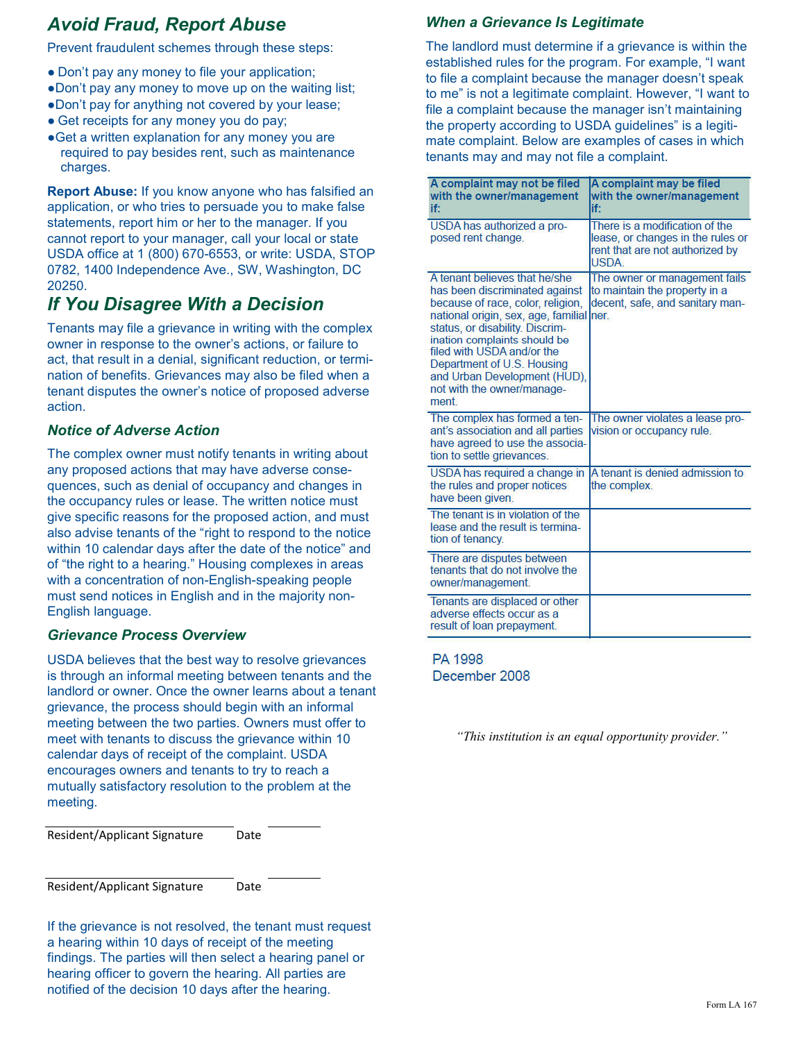## Avoid Fraud, Report Abuse

Prevent fraudulent schemes through these steps:

- Don't pay any money to file your application;
- Don't pay any money to move up on the waiting list;
- Don't pay for anything not covered by your lease;
- Get receipts for any money you do pay;
- Get a written explanation for any money you are required to pay besides rent, such as maintenance charges.

**Report Abuse:** If you know anyone who has falsified an application, or who tries to persuade you to make false statements, report him or her to the manager. If you cannot report to your manager, call your local or state USDA office at 1 (800) 670-6553, or write: USDA, STOP 0782, 1400 Independence Ave., SW, Washington, DC 20250.

## If You Disagree With a Decision

Tenants may file a grievance in writing with the complex owner in response to the owner's actions, or failure to act, that result in a denial, significant reduction, or termination of benefits. Grievances may also be filed when a tenant disputes the owner's notice of proposed adverse action.

### Notice of Adverse Action

The complex owner must notify tenants in writing about any proposed actions that may have adverse consequences, such as denial of occupancy and changes in the occupancy rules or lease. The written notice must give specific reasons for the proposed action, and must also advise tenants of the "right to respond to the notice within 10 calendar days after the date of the notice" and of "the right to a hearing." Housing complexes in areas with a concentration of non-English-speaking people must send notices in English and in the majority non-English language.

### Grievance Process Overview

USDA believes that the best way to resolve grievances is through an informal meeting between tenants and the landlord or owner. Once the owner learns about a tenant grievance, the process should begin with an informal meeting between the two parties. Owners must offer to meet with tenants to discuss the grievance within 10 calendar days of receipt of the complaint. USDA encourages owners and tenants to try to reach a mutually satisfactory resolution to the problem at the meeting.

Resident/Applicant Signature ____________ Date ________

Resident/Applicant Signature ____________ Date ________

If the grievance is not resolved, the tenant must request a hearing within 10 days of receipt of the meeting findings. The parties will then select a hearing panel or hearing officer to govern the hearing. All parties are notified of the decision 10 days after the hearing.

### When a Grievance Is Legitimate

The landlord must determine if a grievance is within the established rules for the program. For example, "I want to file a complaint because the manager doesn't speak to me" is not a legitimate complaint. However, "I want to file a complaint because the manager isn't maintaining the property according to USDA guidelines" is a legitimate complaint. Below are examples of cases in which tenants may and may not file a complaint.

| A complaint may not be filed with the owner/management if: | A complaint may be filed with the owner/management if: |
|---|---|
| USDA has authorized a proposed rent change. | There is a modification of the lease, or changes in the rules or rent that are not authorized by USDA. |
| A tenant believes that he/she has been discriminated against because of race, color, religion, national origin, sex, age, familial status, or disability. Discrimination complaints should be filed with USDA and/or the Department of U.S. Housing and Urban Development (HUD), not with the owner/management. | The owner or management fails to maintain the property in a decent, safe, and sanitary manner. |
| The complex has formed a tenant's association and all parties have agreed to use the association to settle grievances. | The owner violates a lease provision or occupancy rule. |
| USDA has required a change in the rules and proper notices have been given. | A tenant is denied admission to the complex. |
| The tenant is in violation of the lease and the result is termination of tenancy. | |
| There are disputes between tenants that do not involve the owner/management. | |
| Tenants are displaced or other adverse effects occur as a result of loan prepayment. | |

PA 1998
December 2008

*"This institution is an equal opportunity provider."*

Form LA 167